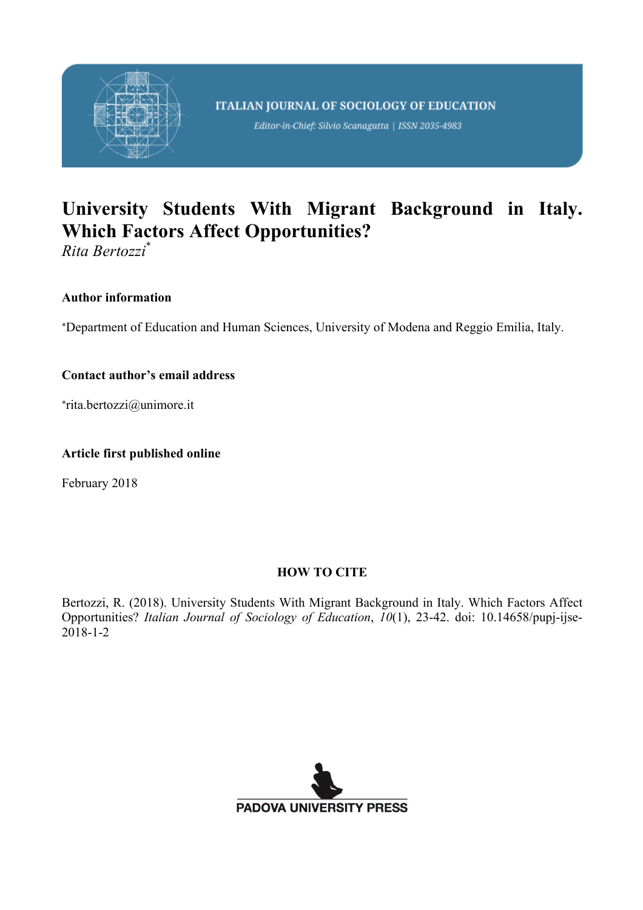ITALIAN JOURNAL OF SOCIOLOGY OF EDUCATION

*Editor-in-Chief: Silvio Scanagatta | ISSN 2035-4983*

# University Students With Migrant Background in Italy. Which Factors Affect Opportunities?

*Rita Bertozzi*[*]

**Author information**

[*]Department of Education and Human Sciences, University of Modena and Reggio Emilia, Italy.

**Contact author's email address**

[*]rita.bertozzi@unimore.it

**Article first published online**

February 2018

**HOW TO CITE**

Bertozzi, R. (2018). University Students With Migrant Background in Italy. Which Factors Affect Opportunities? *Italian Journal of Sociology of Education*, *10*(1), 23-42. doi: 10.14658/pupj-ijse-2018-1-2

PADOVA UNIVERSITY PRESS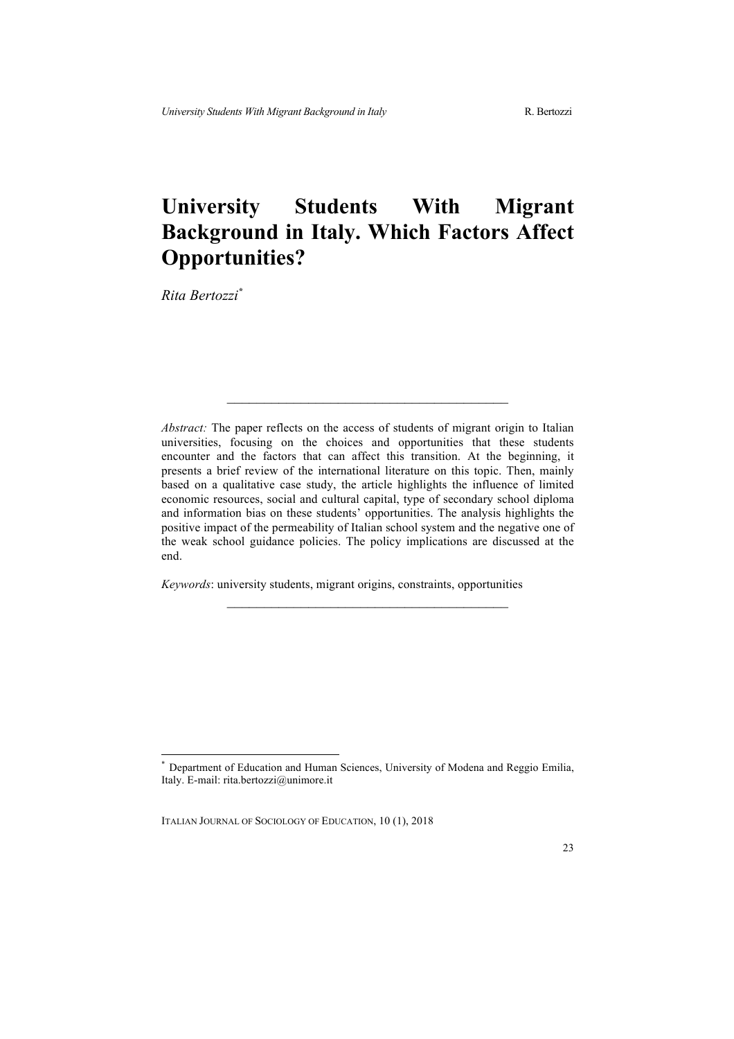# University Students With Migrant Background in Italy. Which Factors Affect Opportunities?

*Rita Bertozzi*[*]

---

*Abstract:* The paper reflects on the access of students of migrant origin to Italian universities, focusing on the choices and opportunities that these students encounter and the factors that can affect this transition. At the beginning, it presents a brief review of the international literature on this topic. Then, mainly based on a qualitative case study, the article highlights the influence of limited economic resources, social and cultural capital, type of secondary school diploma and information bias on these students' opportunities. The analysis highlights the positive impact of the permeability of Italian school system and the negative one of the weak school guidance policies. The policy implications are discussed at the end.

*Keywords*: university students, migrant origins, constraints, opportunities

---

[*] Department of Education and Human Sciences, University of Modena and Reggio Emilia, Italy. E-mail: rita.bertozzi@unimore.it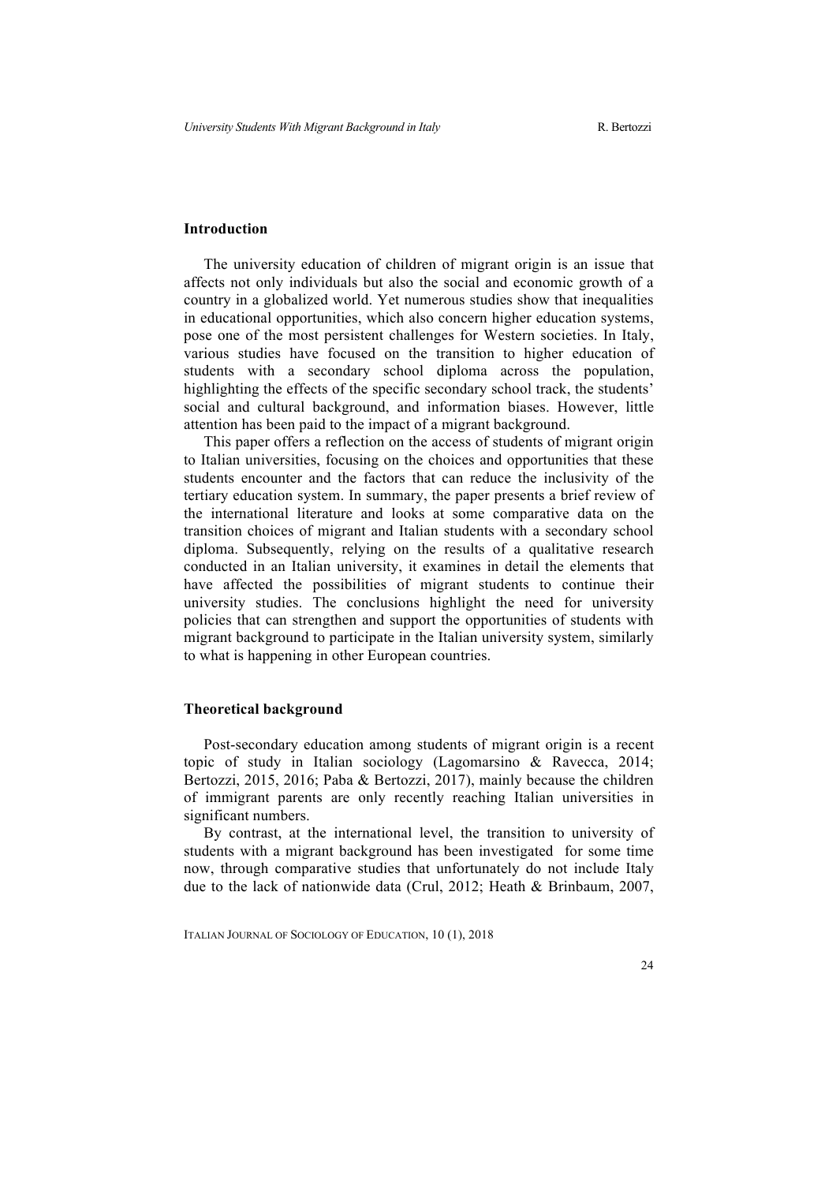## Introduction

The university education of children of migrant origin is an issue that affects not only individuals but also the social and economic growth of a country in a globalized world. Yet numerous studies show that inequalities in educational opportunities, which also concern higher education systems, pose one of the most persistent challenges for Western societies. In Italy, various studies have focused on the transition to higher education of students with a secondary school diploma across the population, highlighting the effects of the specific secondary school track, the students' social and cultural background, and information biases. However, little attention has been paid to the impact of a migrant background.

This paper offers a reflection on the access of students of migrant origin to Italian universities, focusing on the choices and opportunities that these students encounter and the factors that can reduce the inclusivity of the tertiary education system. In summary, the paper presents a brief review of the international literature and looks at some comparative data on the transition choices of migrant and Italian students with a secondary school diploma. Subsequently, relying on the results of a qualitative research conducted in an Italian university, it examines in detail the elements that have affected the possibilities of migrant students to continue their university studies. The conclusions highlight the need for university policies that can strengthen and support the opportunities of students with migrant background to participate in the Italian university system, similarly to what is happening in other European countries.

## Theoretical background

Post-secondary education among students of migrant origin is a recent topic of study in Italian sociology (Lagomarsino & Ravecca, 2014; Bertozzi, 2015, 2016; Paba & Bertozzi, 2017), mainly because the children of immigrant parents are only recently reaching Italian universities in significant numbers.

By contrast, at the international level, the transition to university of students with a migrant background has been investigated for some time now, through comparative studies that unfortunately do not include Italy due to the lack of nationwide data (Crul, 2012; Heath & Brinbaum, 2007,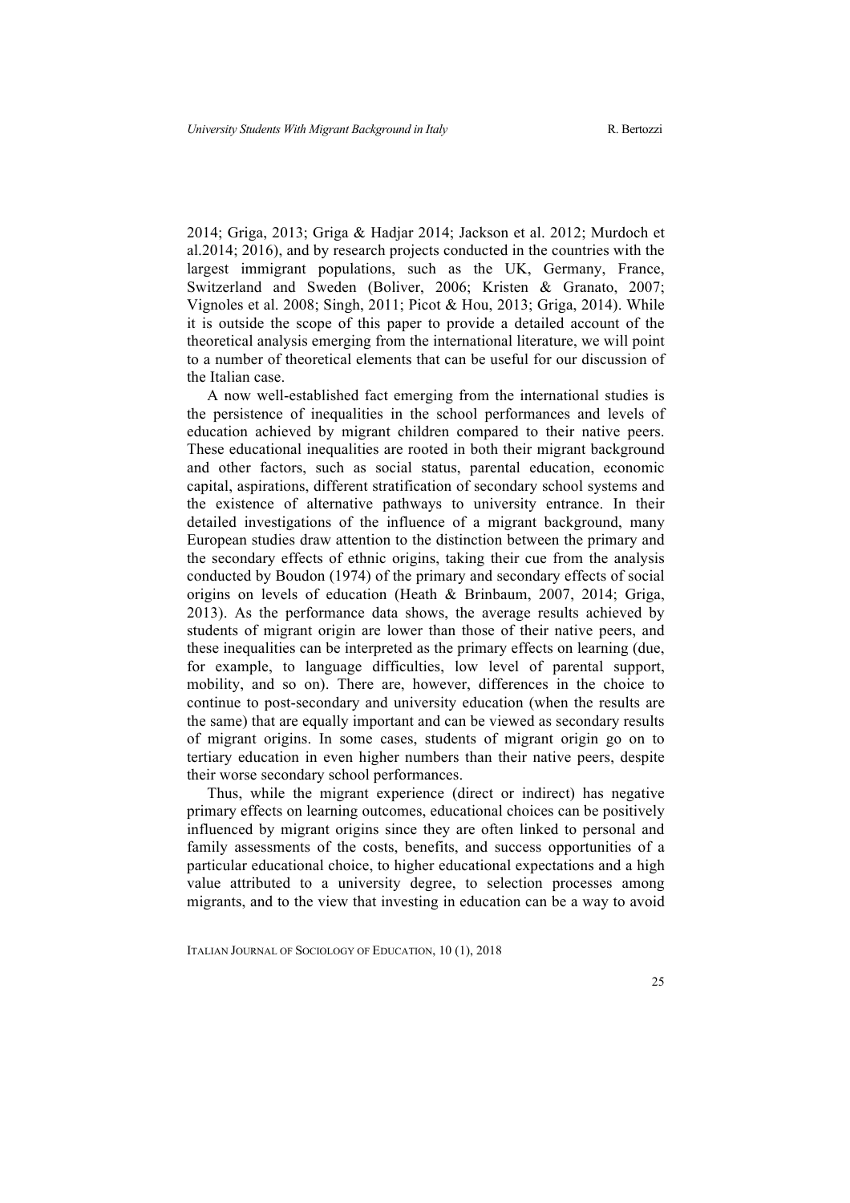2014; Griga, 2013; Griga & Hadjar 2014; Jackson et al. 2012; Murdoch et al.2014; 2016), and by research projects conducted in the countries with the largest immigrant populations, such as the UK, Germany, France, Switzerland and Sweden (Boliver, 2006; Kristen & Granato, 2007; Vignoles et al. 2008; Singh, 2011; Picot & Hou, 2013; Griga, 2014). While it is outside the scope of this paper to provide a detailed account of the theoretical analysis emerging from the international literature, we will point to a number of theoretical elements that can be useful for our discussion of the Italian case.

A now well-established fact emerging from the international studies is the persistence of inequalities in the school performances and levels of education achieved by migrant children compared to their native peers. These educational inequalities are rooted in both their migrant background and other factors, such as social status, parental education, economic capital, aspirations, different stratification of secondary school systems and the existence of alternative pathways to university entrance. In their detailed investigations of the influence of a migrant background, many European studies draw attention to the distinction between the primary and the secondary effects of ethnic origins, taking their cue from the analysis conducted by Boudon (1974) of the primary and secondary effects of social origins on levels of education (Heath & Brinbaum, 2007, 2014; Griga, 2013). As the performance data shows, the average results achieved by students of migrant origin are lower than those of their native peers, and these inequalities can be interpreted as the primary effects on learning (due, for example, to language difficulties, low level of parental support, mobility, and so on). There are, however, differences in the choice to continue to post-secondary and university education (when the results are the same) that are equally important and can be viewed as secondary results of migrant origins. In some cases, students of migrant origin go on to tertiary education in even higher numbers than their native peers, despite their worse secondary school performances.

Thus, while the migrant experience (direct or indirect) has negative primary effects on learning outcomes, educational choices can be positively influenced by migrant origins since they are often linked to personal and family assessments of the costs, benefits, and success opportunities of a particular educational choice, to higher educational expectations and a high value attributed to a university degree, to selection processes among migrants, and to the view that investing in education can be a way to avoid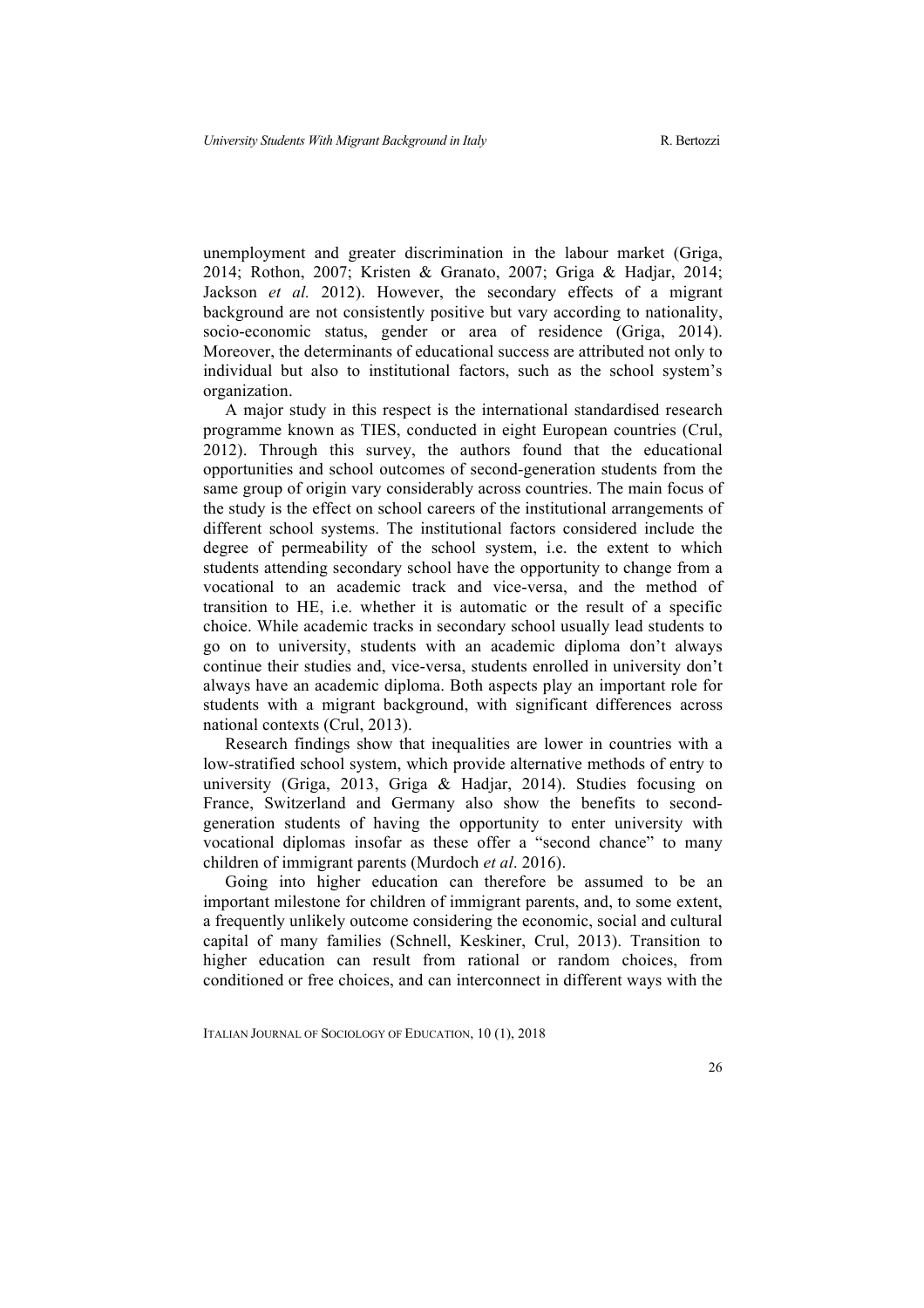unemployment and greater discrimination in the labour market (Griga, 2014; Rothon, 2007; Kristen & Granato, 2007; Griga & Hadjar, 2014; Jackson *et al.* 2012). However, the secondary effects of a migrant background are not consistently positive but vary according to nationality, socio-economic status, gender or area of residence (Griga, 2014). Moreover, the determinants of educational success are attributed not only to individual but also to institutional factors, such as the school system's organization.

A major study in this respect is the international standardised research programme known as TIES, conducted in eight European countries (Crul, 2012). Through this survey, the authors found that the educational opportunities and school outcomes of second-generation students from the same group of origin vary considerably across countries. The main focus of the study is the effect on school careers of the institutional arrangements of different school systems. The institutional factors considered include the degree of permeability of the school system, i.e. the extent to which students attending secondary school have the opportunity to change from a vocational to an academic track and vice-versa, and the method of transition to HE, i.e. whether it is automatic or the result of a specific choice. While academic tracks in secondary school usually lead students to go on to university, students with an academic diploma don't always continue their studies and, vice-versa, students enrolled in university don't always have an academic diploma. Both aspects play an important role for students with a migrant background, with significant differences across national contexts (Crul, 2013).

Research findings show that inequalities are lower in countries with a low-stratified school system, which provide alternative methods of entry to university (Griga, 2013, Griga & Hadjar, 2014). Studies focusing on France, Switzerland and Germany also show the benefits to second-generation students of having the opportunity to enter university with vocational diplomas insofar as these offer a "second chance" to many children of immigrant parents (Murdoch *et al*. 2016).

Going into higher education can therefore be assumed to be an important milestone for children of immigrant parents, and, to some extent, a frequently unlikely outcome considering the economic, social and cultural capital of many families (Schnell, Keskiner, Crul, 2013). Transition to higher education can result from rational or random choices, from conditioned or free choices, and can interconnect in different ways with the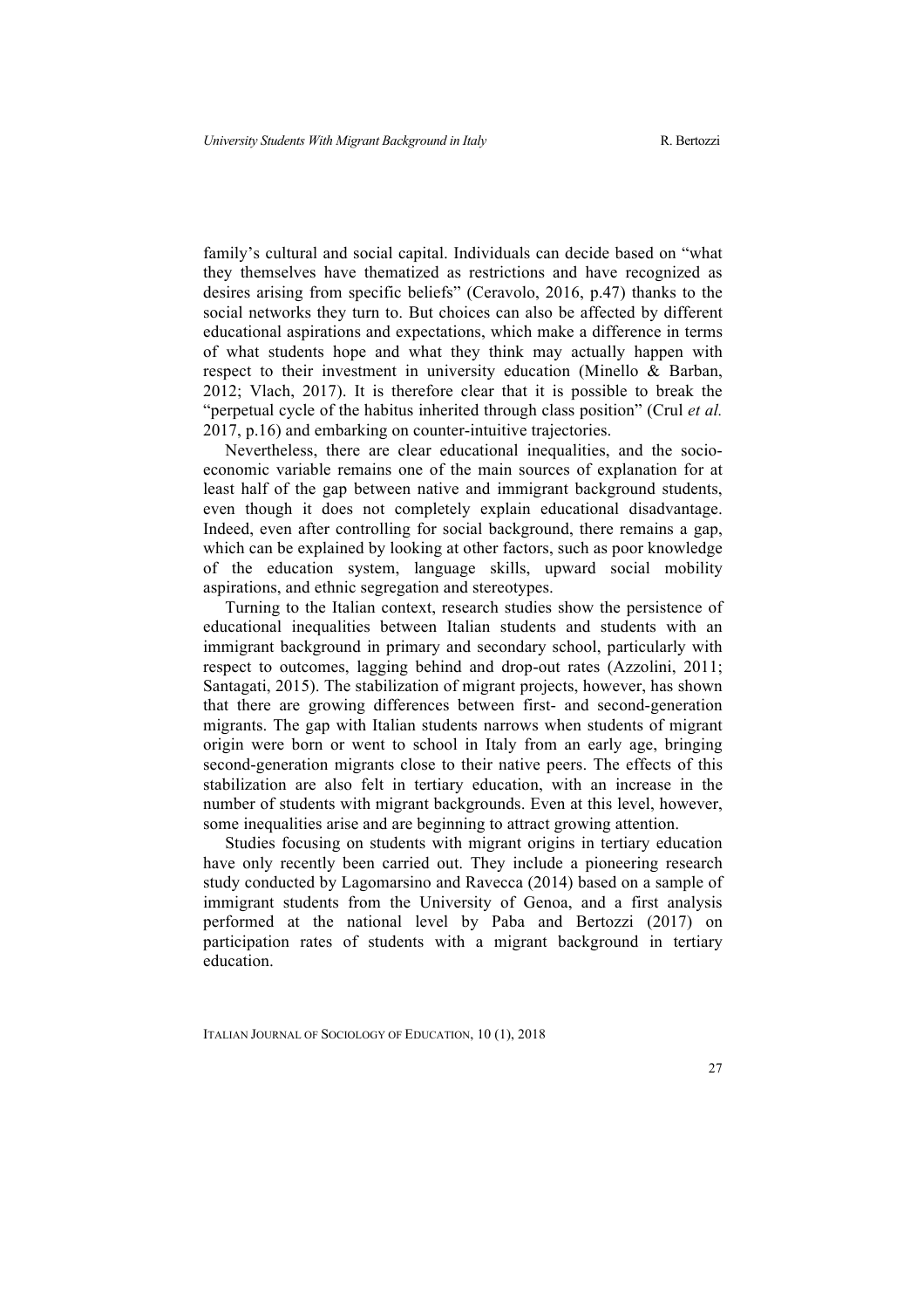family's cultural and social capital. Individuals can decide based on "what they themselves have thematized as restrictions and have recognized as desires arising from specific beliefs" (Ceravolo, 2016, p.47) thanks to the social networks they turn to. But choices can also be affected by different educational aspirations and expectations, which make a difference in terms of what students hope and what they think may actually happen with respect to their investment in university education (Minello & Barban, 2012; Vlach, 2017). It is therefore clear that it is possible to break the "perpetual cycle of the habitus inherited through class position" (Crul *et al.* 2017, p.16) and embarking on counter-intuitive trajectories.

Nevertheless, there are clear educational inequalities, and the socio-economic variable remains one of the main sources of explanation for at least half of the gap between native and immigrant background students, even though it does not completely explain educational disadvantage. Indeed, even after controlling for social background, there remains a gap, which can be explained by looking at other factors, such as poor knowledge of the education system, language skills, upward social mobility aspirations, and ethnic segregation and stereotypes.

Turning to the Italian context, research studies show the persistence of educational inequalities between Italian students and students with an immigrant background in primary and secondary school, particularly with respect to outcomes, lagging behind and drop-out rates (Azzolini, 2011; Santagati, 2015). The stabilization of migrant projects, however, has shown that there are growing differences between first- and second-generation migrants. The gap with Italian students narrows when students of migrant origin were born or went to school in Italy from an early age, bringing second-generation migrants close to their native peers. The effects of this stabilization are also felt in tertiary education, with an increase in the number of students with migrant backgrounds. Even at this level, however, some inequalities arise and are beginning to attract growing attention.

Studies focusing on students with migrant origins in tertiary education have only recently been carried out. They include a pioneering research study conducted by Lagomarsino and Ravecca (2014) based on a sample of immigrant students from the University of Genoa, and a first analysis performed at the national level by Paba and Bertozzi (2017) on participation rates of students with a migrant background in tertiary education.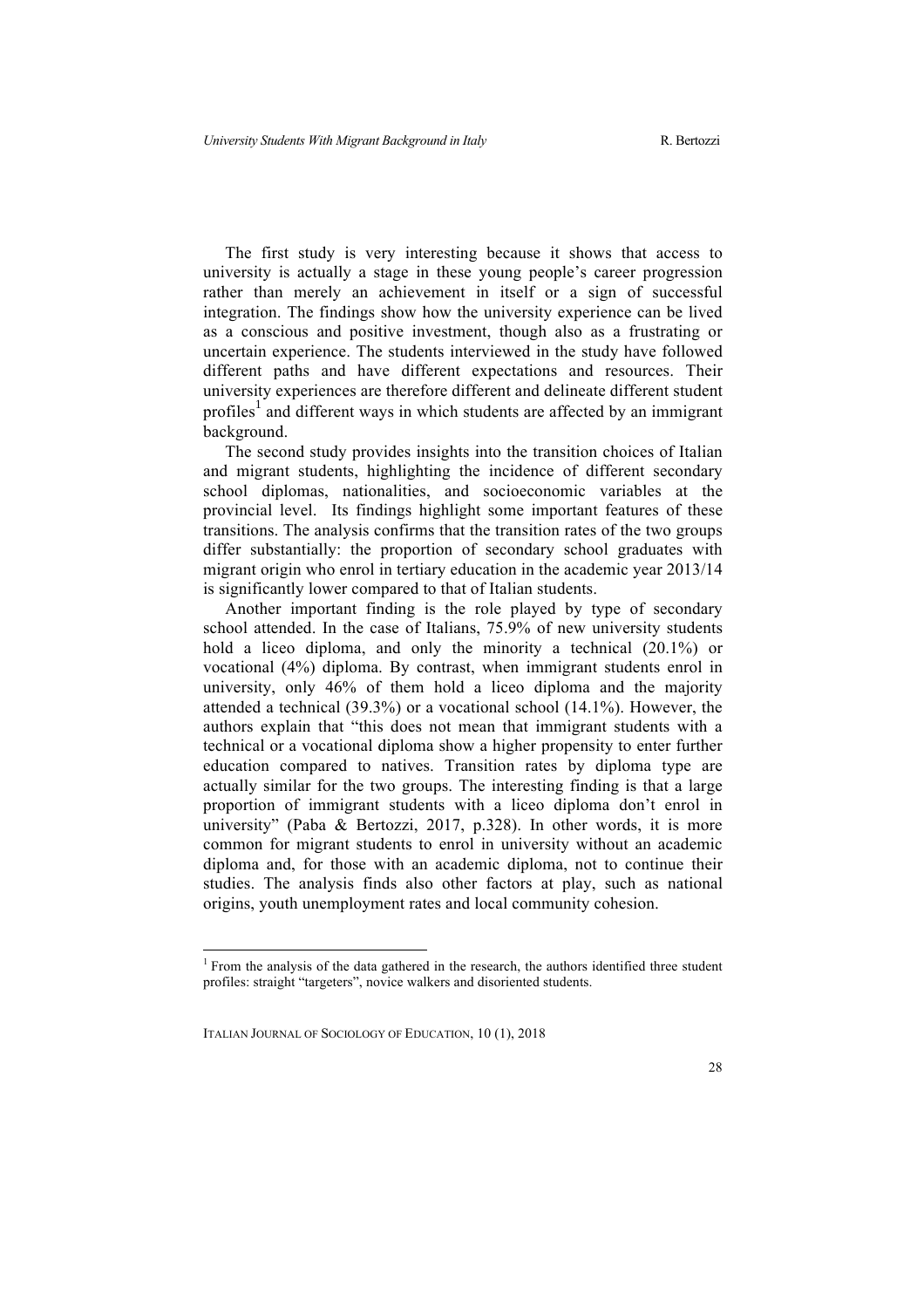The first study is very interesting because it shows that access to university is actually a stage in these young people's career progression rather than merely an achievement in itself or a sign of successful integration. The findings show how the university experience can be lived as a conscious and positive investment, though also as a frustrating or uncertain experience. The students interviewed in the study have followed different paths and have different expectations and resources. Their university experiences are therefore different and delineate different student profiles[1] and different ways in which students are affected by an immigrant background.

The second study provides insights into the transition choices of Italian and migrant students, highlighting the incidence of different secondary school diplomas, nationalities, and socioeconomic variables at the provincial level. Its findings highlight some important features of these transitions. The analysis confirms that the transition rates of the two groups differ substantially: the proportion of secondary school graduates with migrant origin who enrol in tertiary education in the academic year 2013/14 is significantly lower compared to that of Italian students.

Another important finding is the role played by type of secondary school attended. In the case of Italians, 75.9% of new university students hold a liceo diploma, and only the minority a technical (20.1%) or vocational (4%) diploma. By contrast, when immigrant students enrol in university, only 46% of them hold a liceo diploma and the majority attended a technical (39.3%) or a vocational school (14.1%). However, the authors explain that "this does not mean that immigrant students with a technical or a vocational diploma show a higher propensity to enter further education compared to natives. Transition rates by diploma type are actually similar for the two groups. The interesting finding is that a large proportion of immigrant students with a liceo diploma don't enrol in university" (Paba & Bertozzi, 2017, p.328). In other words, it is more common for migrant students to enrol in university without an academic diploma and, for those with an academic diploma, not to continue their studies. The analysis finds also other factors at play, such as national origins, youth unemployment rates and local community cohesion.

[1] From the analysis of the data gathered in the research, the authors identified three student profiles: straight "targeters", novice walkers and disoriented students.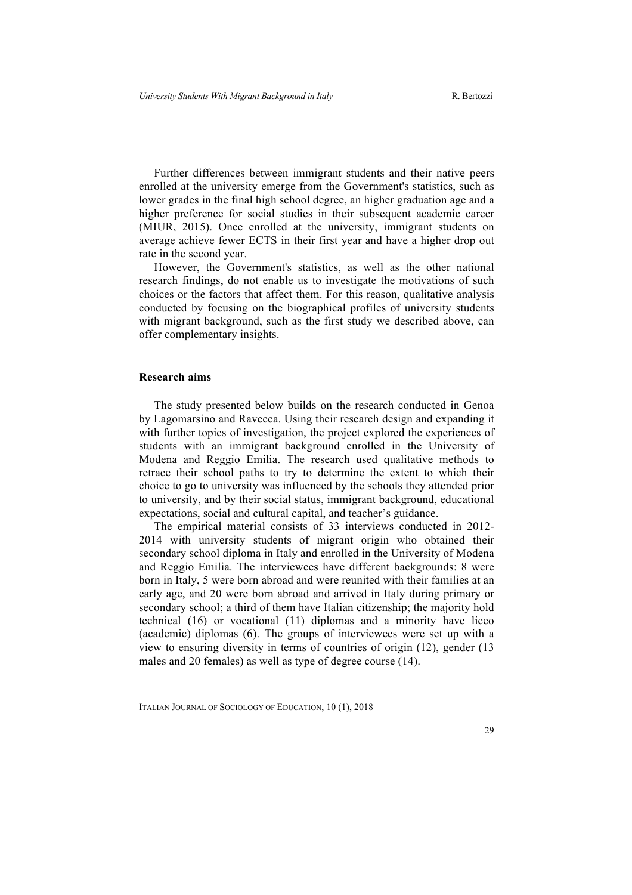Further differences between immigrant students and their native peers enrolled at the university emerge from the Government's statistics, such as lower grades in the final high school degree, an higher graduation age and a higher preference for social studies in their subsequent academic career (MIUR, 2015). Once enrolled at the university, immigrant students on average achieve fewer ECTS in their first year and have a higher drop out rate in the second year.

However, the Government's statistics, as well as the other national research findings, do not enable us to investigate the motivations of such choices or the factors that affect them. For this reason, qualitative analysis conducted by focusing on the biographical profiles of university students with migrant background, such as the first study we described above, can offer complementary insights.

## Research aims

The study presented below builds on the research conducted in Genoa by Lagomarsino and Ravecca. Using their research design and expanding it with further topics of investigation, the project explored the experiences of students with an immigrant background enrolled in the University of Modena and Reggio Emilia. The research used qualitative methods to retrace their school paths to try to determine the extent to which their choice to go to university was influenced by the schools they attended prior to university, and by their social status, immigrant background, educational expectations, social and cultural capital, and teacher's guidance.

The empirical material consists of 33 interviews conducted in 2012-2014 with university students of migrant origin who obtained their secondary school diploma in Italy and enrolled in the University of Modena and Reggio Emilia. The interviewees have different backgrounds: 8 were born in Italy, 5 were born abroad and were reunited with their families at an early age, and 20 were born abroad and arrived in Italy during primary or secondary school; a third of them have Italian citizenship; the majority hold technical (16) or vocational (11) diplomas and a minority have liceo (academic) diplomas (6). The groups of interviewees were set up with a view to ensuring diversity in terms of countries of origin (12), gender (13 males and 20 females) as well as type of degree course (14).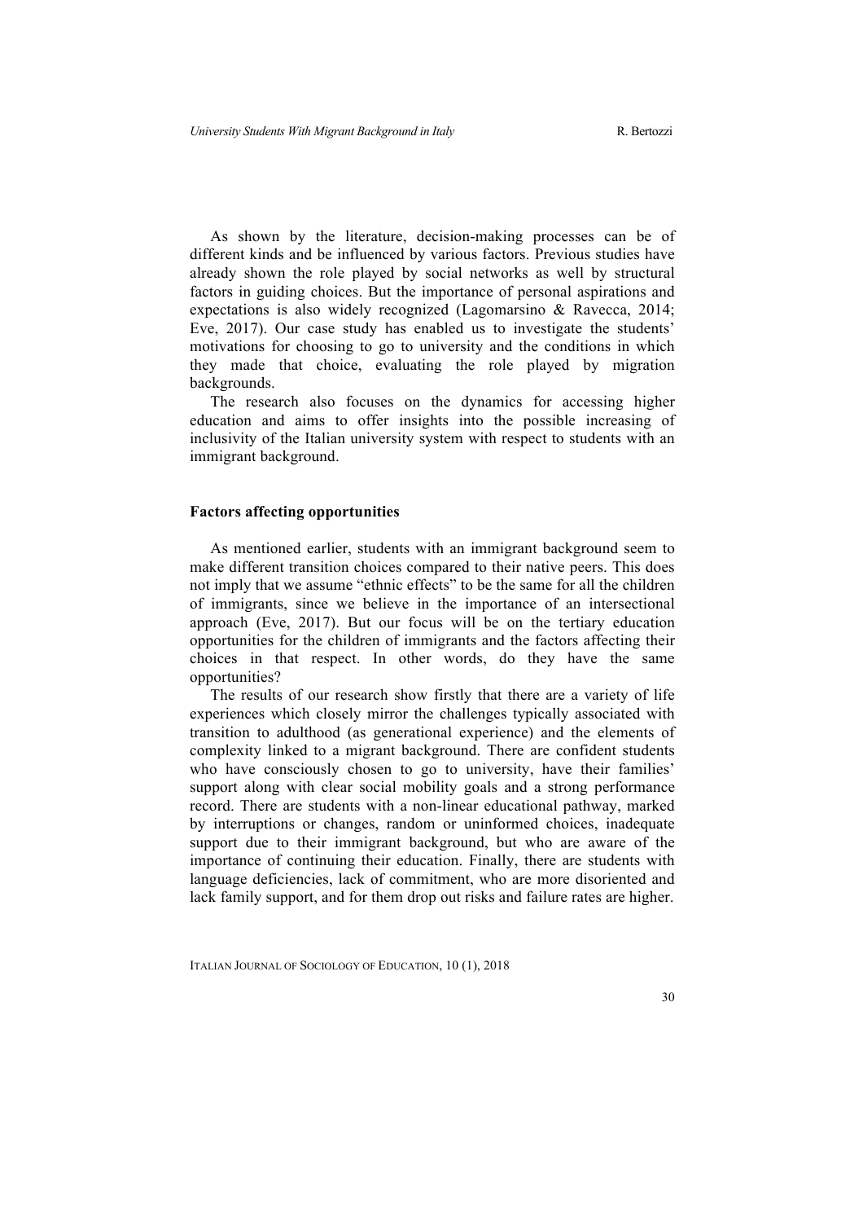As shown by the literature, decision-making processes can be of different kinds and be influenced by various factors. Previous studies have already shown the role played by social networks as well by structural factors in guiding choices. But the importance of personal aspirations and expectations is also widely recognized (Lagomarsino & Ravecca, 2014; Eve, 2017). Our case study has enabled us to investigate the students' motivations for choosing to go to university and the conditions in which they made that choice, evaluating the role played by migration backgrounds.

The research also focuses on the dynamics for accessing higher education and aims to offer insights into the possible increasing of inclusivity of the Italian university system with respect to students with an immigrant background.

## Factors affecting opportunities

As mentioned earlier, students with an immigrant background seem to make different transition choices compared to their native peers. This does not imply that we assume "ethnic effects" to be the same for all the children of immigrants, since we believe in the importance of an intersectional approach (Eve, 2017). But our focus will be on the tertiary education opportunities for the children of immigrants and the factors affecting their choices in that respect. In other words, do they have the same opportunities?

The results of our research show firstly that there are a variety of life experiences which closely mirror the challenges typically associated with transition to adulthood (as generational experience) and the elements of complexity linked to a migrant background. There are confident students who have consciously chosen to go to university, have their families' support along with clear social mobility goals and a strong performance record. There are students with a non-linear educational pathway, marked by interruptions or changes, random or uninformed choices, inadequate support due to their immigrant background, but who are aware of the importance of continuing their education. Finally, there are students with language deficiencies, lack of commitment, who are more disoriented and lack family support, and for them drop out risks and failure rates are higher.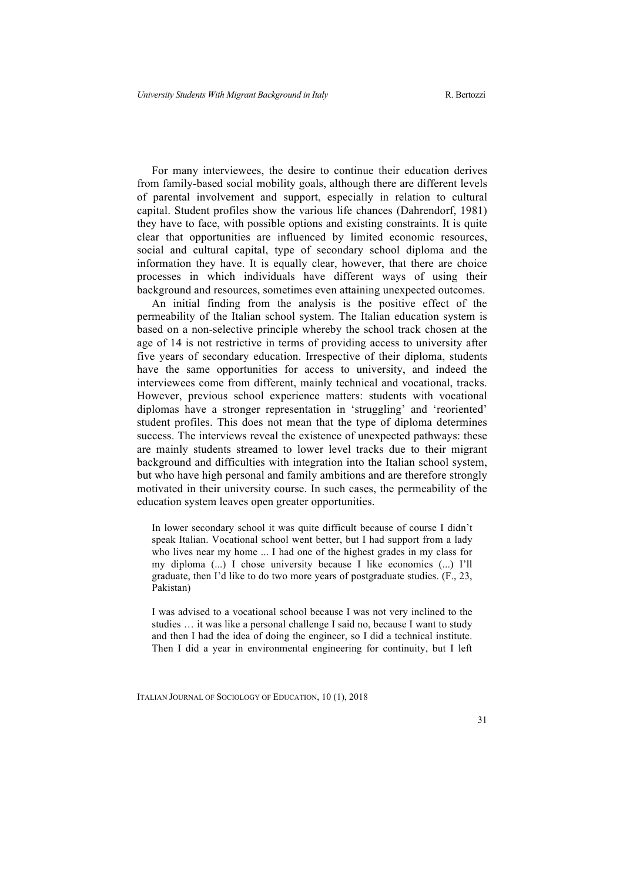For many interviewees, the desire to continue their education derives from family-based social mobility goals, although there are different levels of parental involvement and support, especially in relation to cultural capital. Student profiles show the various life chances (Dahrendorf, 1981) they have to face, with possible options and existing constraints. It is quite clear that opportunities are influenced by limited economic resources, social and cultural capital, type of secondary school diploma and the information they have. It is equally clear, however, that there are choice processes in which individuals have different ways of using their background and resources, sometimes even attaining unexpected outcomes.

An initial finding from the analysis is the positive effect of the permeability of the Italian school system. The Italian education system is based on a non-selective principle whereby the school track chosen at the age of 14 is not restrictive in terms of providing access to university after five years of secondary education. Irrespective of their diploma, students have the same opportunities for access to university, and indeed the interviewees come from different, mainly technical and vocational, tracks. However, previous school experience matters: students with vocational diplomas have a stronger representation in 'struggling' and 'reoriented' student profiles. This does not mean that the type of diploma determines success. The interviews reveal the existence of unexpected pathways: these are mainly students streamed to lower level tracks due to their migrant background and difficulties with integration into the Italian school system, but who have high personal and family ambitions and are therefore strongly motivated in their university course. In such cases, the permeability of the education system leaves open greater opportunities.

> In lower secondary school it was quite difficult because of course I didn't speak Italian. Vocational school went better, but I had support from a lady who lives near my home ... I had one of the highest grades in my class for my diploma (...) I chose university because I like economics (...) I'll graduate, then I'd like to do two more years of postgraduate studies. (F., 23, Pakistan)

> I was advised to a vocational school because I was not very inclined to the studies … it was like a personal challenge I said no, because I want to study and then I had the idea of doing the engineer, so I did a technical institute. Then I did a year in environmental engineering for continuity, but I left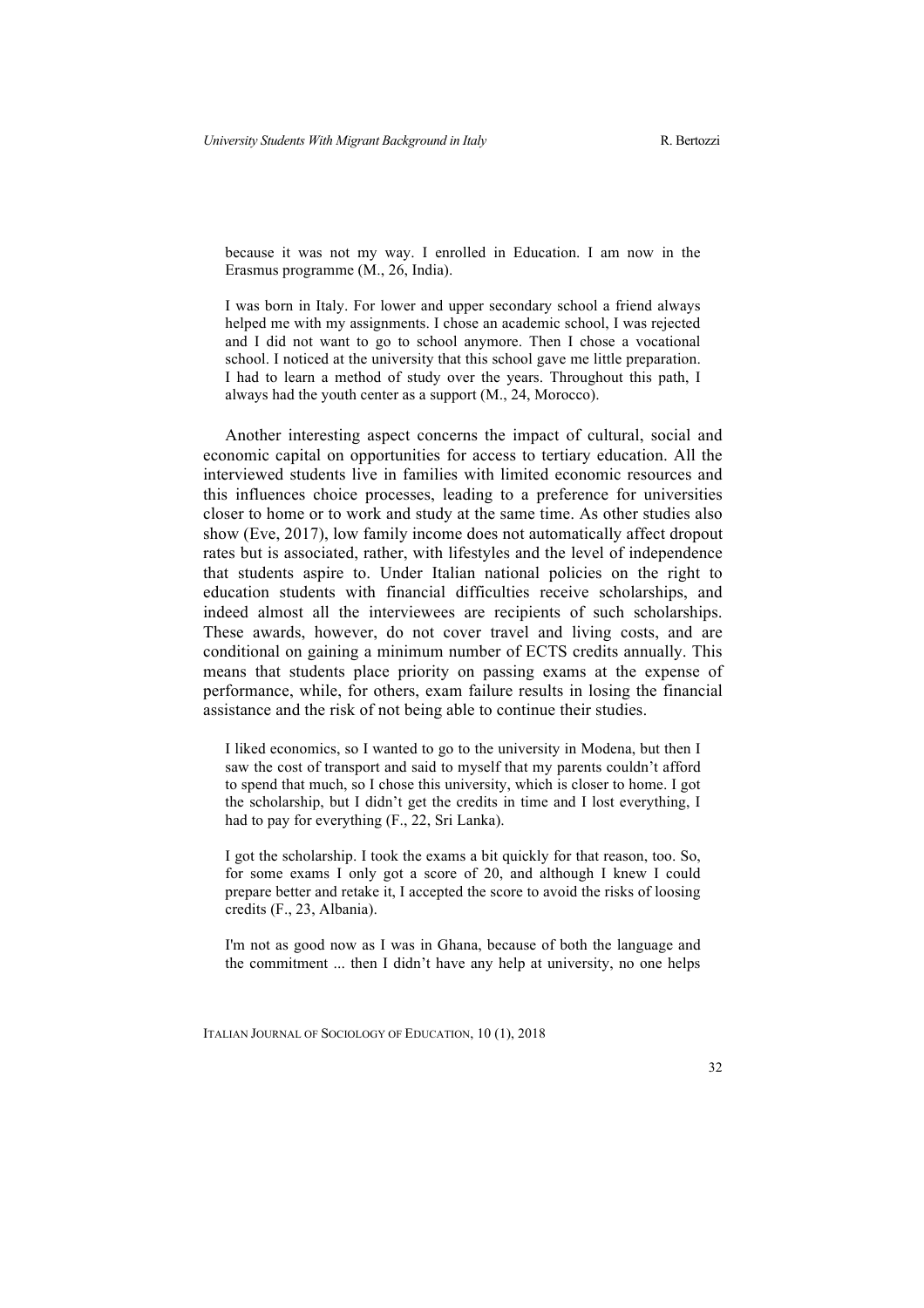> because it was not my way. I enrolled in Education. I am now in the Erasmus programme (M., 26, India).

> I was born in Italy. For lower and upper secondary school a friend always helped me with my assignments. I chose an academic school, I was rejected and I did not want to go to school anymore. Then I chose a vocational school. I noticed at the university that this school gave me little preparation. I had to learn a method of study over the years. Throughout this path, I always had the youth center as a support (M., 24, Morocco).

Another interesting aspect concerns the impact of cultural, social and economic capital on opportunities for access to tertiary education. All the interviewed students live in families with limited economic resources and this influences choice processes, leading to a preference for universities closer to home or to work and study at the same time. As other studies also show (Eve, 2017), low family income does not automatically affect dropout rates but is associated, rather, with lifestyles and the level of independence that students aspire to. Under Italian national policies on the right to education students with financial difficulties receive scholarships, and indeed almost all the interviewees are recipients of such scholarships. These awards, however, do not cover travel and living costs, and are conditional on gaining a minimum number of ECTS credits annually. This means that students place priority on passing exams at the expense of performance, while, for others, exam failure results in losing the financial assistance and the risk of not being able to continue their studies.

> I liked economics, so I wanted to go to the university in Modena, but then I saw the cost of transport and said to myself that my parents couldn't afford to spend that much, so I chose this university, which is closer to home. I got the scholarship, but I didn't get the credits in time and I lost everything, I had to pay for everything (F., 22, Sri Lanka).

> I got the scholarship. I took the exams a bit quickly for that reason, too. So, for some exams I only got a score of 20, and although I knew I could prepare better and retake it, I accepted the score to avoid the risks of loosing credits (F., 23, Albania).

> I'm not as good now as I was in Ghana, because of both the language and the commitment ... then I didn't have any help at university, no one helps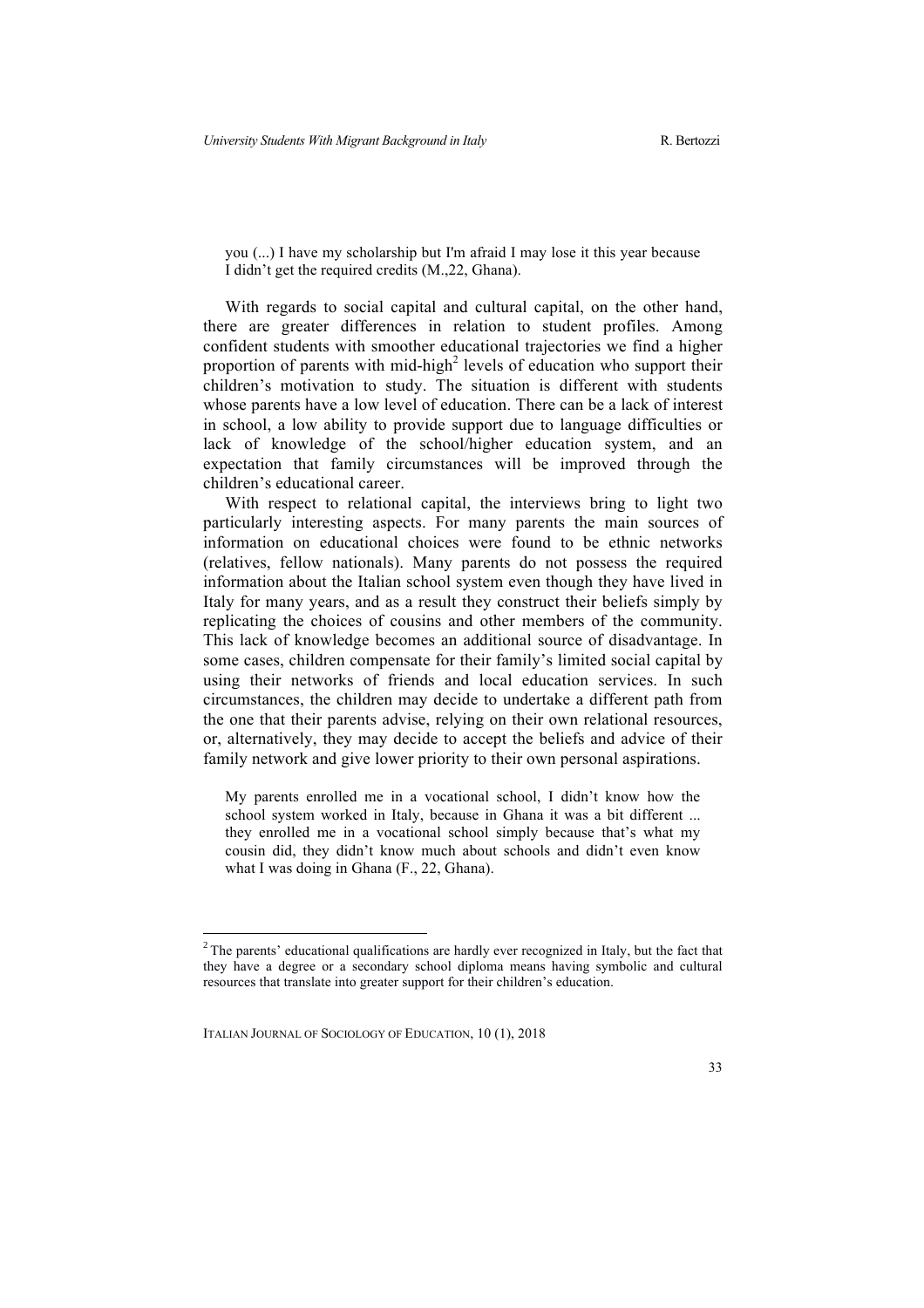> you (...) I have my scholarship but I'm afraid I may lose it this year because I didn't get the required credits (M.,22, Ghana).

With regards to social capital and cultural capital, on the other hand, there are greater differences in relation to student profiles. Among confident students with smoother educational trajectories we find a higher proportion of parents with mid-high[2] levels of education who support their children's motivation to study. The situation is different with students whose parents have a low level of education. There can be a lack of interest in school, a low ability to provide support due to language difficulties or lack of knowledge of the school/higher education system, and an expectation that family circumstances will be improved through the children's educational career.

With respect to relational capital, the interviews bring to light two particularly interesting aspects. For many parents the main sources of information on educational choices were found to be ethnic networks (relatives, fellow nationals). Many parents do not possess the required information about the Italian school system even though they have lived in Italy for many years, and as a result they construct their beliefs simply by replicating the choices of cousins and other members of the community. This lack of knowledge becomes an additional source of disadvantage. In some cases, children compensate for their family's limited social capital by using their networks of friends and local education services. In such circumstances, the children may decide to undertake a different path from the one that their parents advise, relying on their own relational resources, or, alternatively, they may decide to accept the beliefs and advice of their family network and give lower priority to their own personal aspirations.

> My parents enrolled me in a vocational school, I didn't know how the school system worked in Italy, because in Ghana it was a bit different ... they enrolled me in a vocational school simply because that's what my cousin did, they didn't know much about schools and didn't even know what I was doing in Ghana (F., 22, Ghana).

---

[2] The parents' educational qualifications are hardly ever recognized in Italy, but the fact that they have a degree or a secondary school diploma means having symbolic and cultural resources that translate into greater support for their children's education.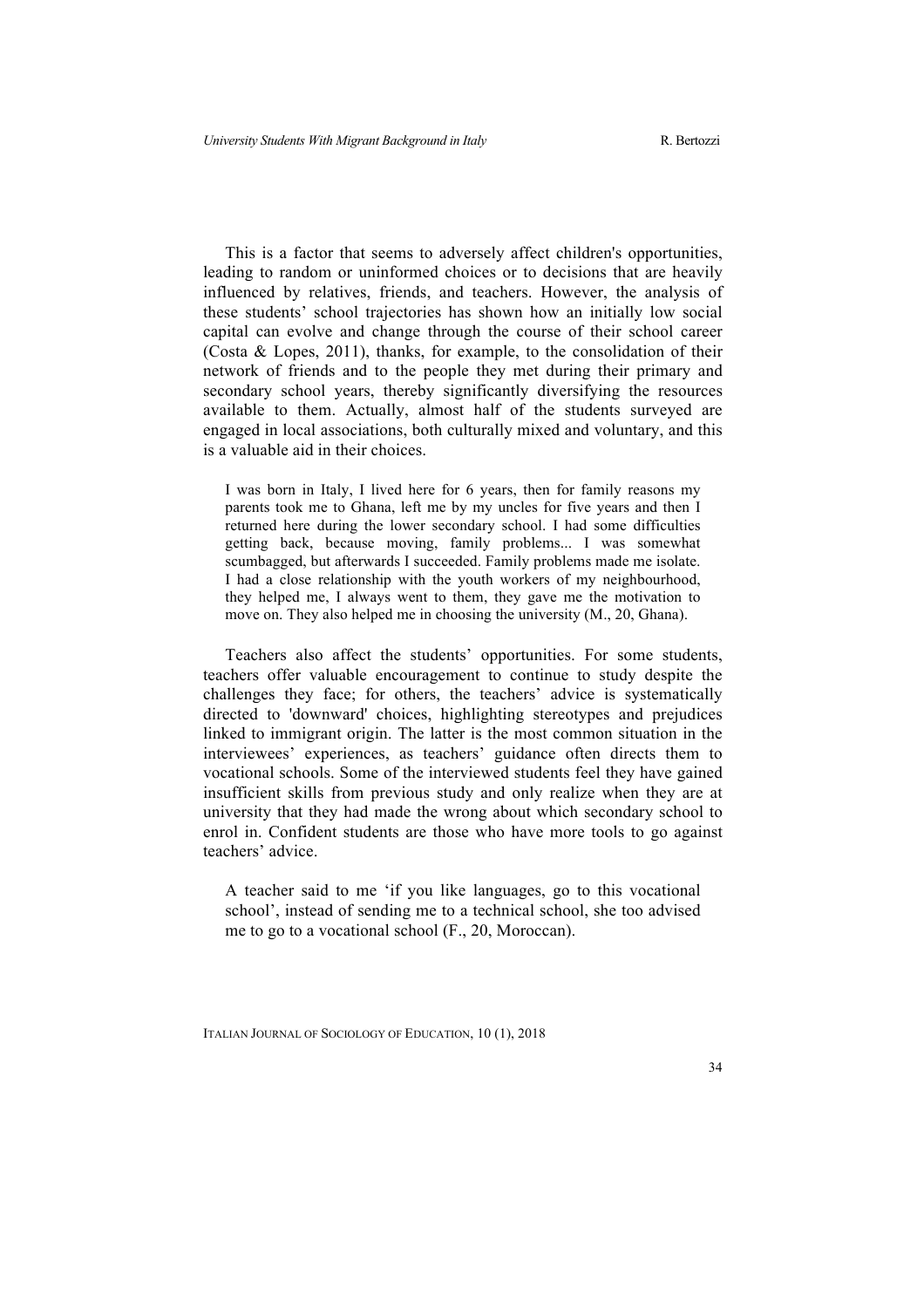This is a factor that seems to adversely affect children's opportunities, leading to random or uninformed choices or to decisions that are heavily influenced by relatives, friends, and teachers. However, the analysis of these students' school trajectories has shown how an initially low social capital can evolve and change through the course of their school career (Costa & Lopes, 2011), thanks, for example, to the consolidation of their network of friends and to the people they met during their primary and secondary school years, thereby significantly diversifying the resources available to them. Actually, almost half of the students surveyed are engaged in local associations, both culturally mixed and voluntary, and this is a valuable aid in their choices.

> I was born in Italy, I lived here for 6 years, then for family reasons my parents took me to Ghana, left me by my uncles for five years and then I returned here during the lower secondary school. I had some difficulties getting back, because moving, family problems... I was somewhat scumbagged, but afterwards I succeeded. Family problems made me isolate. I had a close relationship with the youth workers of my neighbourhood, they helped me, I always went to them, they gave me the motivation to move on. They also helped me in choosing the university (M., 20, Ghana).

Teachers also affect the students' opportunities. For some students, teachers offer valuable encouragement to continue to study despite the challenges they face; for others, the teachers' advice is systematically directed to 'downward' choices, highlighting stereotypes and prejudices linked to immigrant origin. The latter is the most common situation in the interviewees' experiences, as teachers' guidance often directs them to vocational schools. Some of the interviewed students feel they have gained insufficient skills from previous study and only realize when they are at university that they had made the wrong about which secondary school to enrol in. Confident students are those who have more tools to go against teachers' advice.

> A teacher said to me 'if you like languages, go to this vocational school', instead of sending me to a technical school, she too advised me to go to a vocational school (F., 20, Moroccan).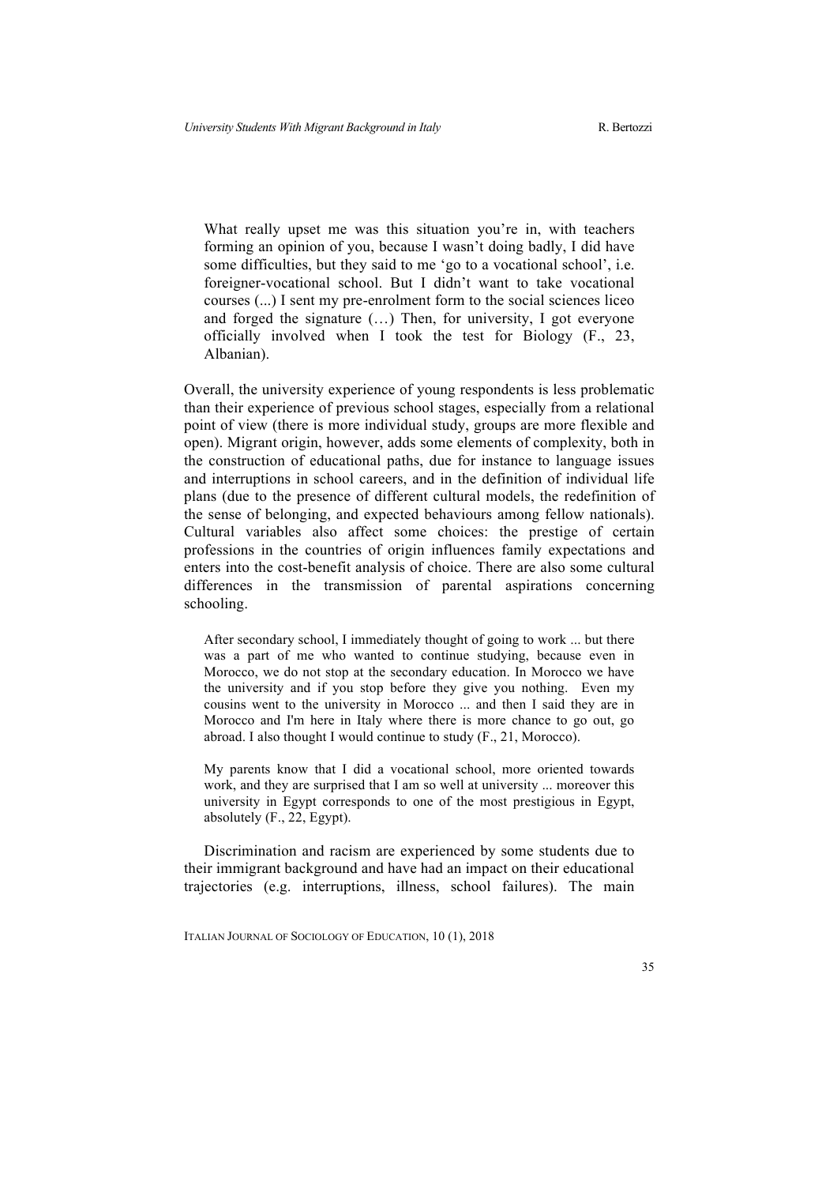> What really upset me was this situation you're in, with teachers forming an opinion of you, because I wasn't doing badly, I did have some difficulties, but they said to me 'go to a vocational school', i.e. foreigner-vocational school. But I didn't want to take vocational courses (...) I sent my pre-enrolment form to the social sciences liceo and forged the signature (…) Then, for university, I got everyone officially involved when I took the test for Biology (F., 23, Albanian).

Overall, the university experience of young respondents is less problematic than their experience of previous school stages, especially from a relational point of view (there is more individual study, groups are more flexible and open). Migrant origin, however, adds some elements of complexity, both in the construction of educational paths, due for instance to language issues and interruptions in school careers, and in the definition of individual life plans (due to the presence of different cultural models, the redefinition of the sense of belonging, and expected behaviours among fellow nationals). Cultural variables also affect some choices: the prestige of certain professions in the countries of origin influences family expectations and enters into the cost-benefit analysis of choice. There are also some cultural differences in the transmission of parental aspirations concerning schooling.

> After secondary school, I immediately thought of going to work ... but there was a part of me who wanted to continue studying, because even in Morocco, we do not stop at the secondary education. In Morocco we have the university and if you stop before they give you nothing. Even my cousins went to the university in Morocco ... and then I said they are in Morocco and I'm here in Italy where there is more chance to go out, go abroad. I also thought I would continue to study (F., 21, Morocco).

> My parents know that I did a vocational school, more oriented towards work, and they are surprised that I am so well at university ... moreover this university in Egypt corresponds to one of the most prestigious in Egypt, absolutely (F., 22, Egypt).

Discrimination and racism are experienced by some students due to their immigrant background and have had an impact on their educational trajectories (e.g. interruptions, illness, school failures). The main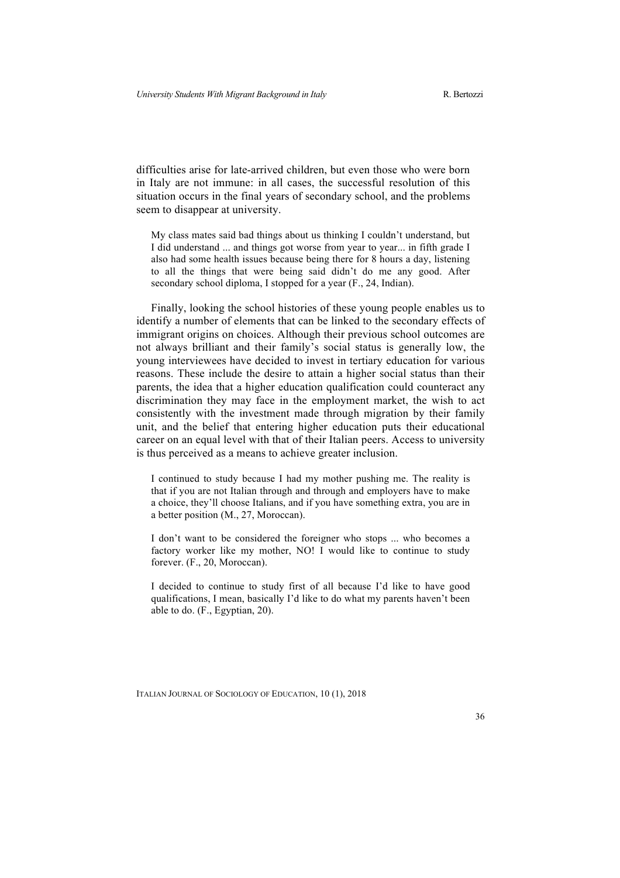difficulties arise for late-arrived children, but even those who were born in Italy are not immune: in all cases, the successful resolution of this situation occurs in the final years of secondary school, and the problems seem to disappear at university.

> My class mates said bad things about us thinking I couldn't understand, but I did understand ... and things got worse from year to year... in fifth grade I also had some health issues because being there for 8 hours a day, listening to all the things that were being said didn't do me any good. After secondary school diploma, I stopped for a year (F., 24, Indian).

Finally, looking the school histories of these young people enables us to identify a number of elements that can be linked to the secondary effects of immigrant origins on choices. Although their previous school outcomes are not always brilliant and their family's social status is generally low, the young interviewees have decided to invest in tertiary education for various reasons. These include the desire to attain a higher social status than their parents, the idea that a higher education qualification could counteract any discrimination they may face in the employment market, the wish to act consistently with the investment made through migration by their family unit, and the belief that entering higher education puts their educational career on an equal level with that of their Italian peers. Access to university is thus perceived as a means to achieve greater inclusion.

> I continued to study because I had my mother pushing me. The reality is that if you are not Italian through and through and employers have to make a choice, they'll choose Italians, and if you have something extra, you are in a better position (M., 27, Moroccan).

> I don't want to be considered the foreigner who stops ... who becomes a factory worker like my mother, NO! I would like to continue to study forever. (F., 20, Moroccan).

> I decided to continue to study first of all because I'd like to have good qualifications, I mean, basically I'd like to do what my parents haven't been able to do. (F., Egyptian, 20).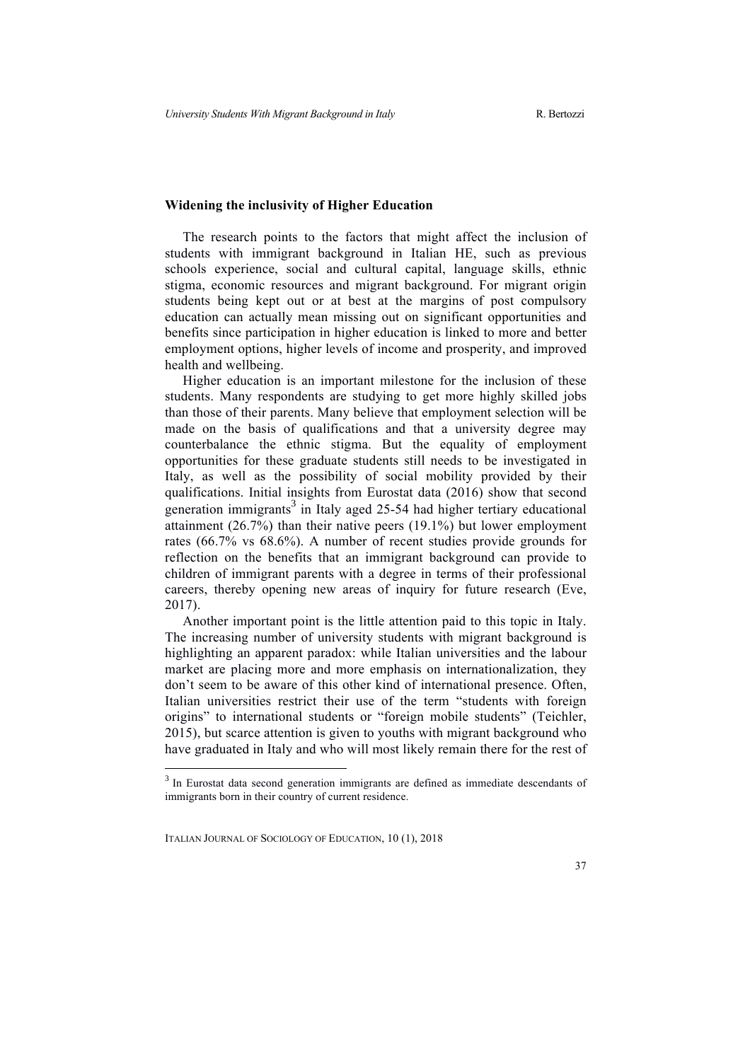### Widening the inclusivity of Higher Education

The research points to the factors that might affect the inclusion of students with immigrant background in Italian HE, such as previous schools experience, social and cultural capital, language skills, ethnic stigma, economic resources and migrant background. For migrant origin students being kept out or at best at the margins of post compulsory education can actually mean missing out on significant opportunities and benefits since participation in higher education is linked to more and better employment options, higher levels of income and prosperity, and improved health and wellbeing.

Higher education is an important milestone for the inclusion of these students. Many respondents are studying to get more highly skilled jobs than those of their parents. Many believe that employment selection will be made on the basis of qualifications and that a university degree may counterbalance the ethnic stigma. But the equality of employment opportunities for these graduate students still needs to be investigated in Italy, as well as the possibility of social mobility provided by their qualifications. Initial insights from Eurostat data (2016) show that second generation immigrants[3] in Italy aged 25-54 had higher tertiary educational attainment (26.7%) than their native peers (19.1%) but lower employment rates (66.7% vs 68.6%). A number of recent studies provide grounds for reflection on the benefits that an immigrant background can provide to children of immigrant parents with a degree in terms of their professional careers, thereby opening new areas of inquiry for future research (Eve, 2017).

Another important point is the little attention paid to this topic in Italy. The increasing number of university students with migrant background is highlighting an apparent paradox: while Italian universities and the labour market are placing more and more emphasis on internationalization, they don't seem to be aware of this other kind of international presence. Often, Italian universities restrict their use of the term "students with foreign origins" to international students or "foreign mobile students" (Teichler, 2015), but scarce attention is given to youths with migrant background who have graduated in Italy and who will most likely remain there for the rest of

[3] In Eurostat data second generation immigrants are defined as immediate descendants of immigrants born in their country of current residence.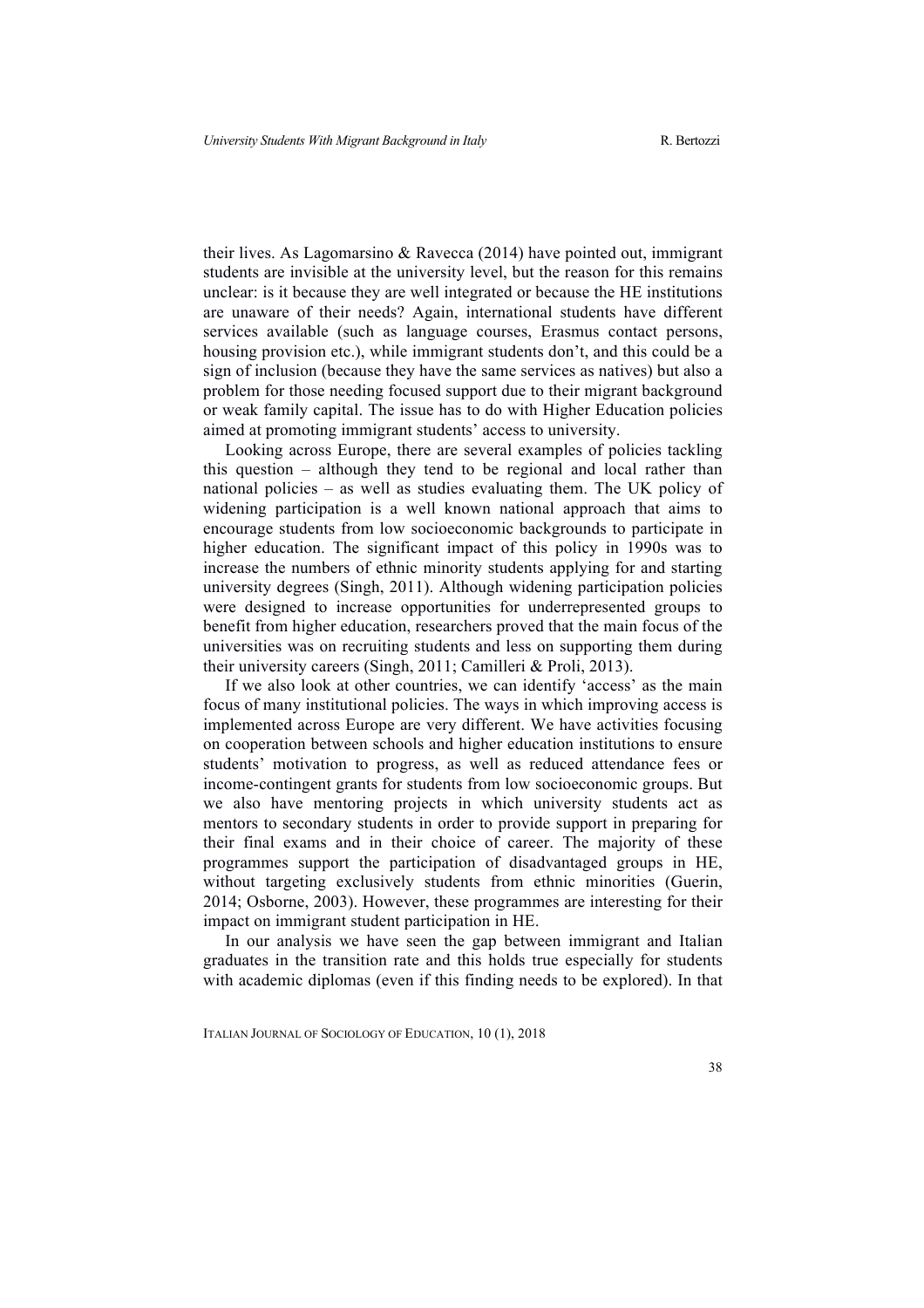their lives. As Lagomarsino & Ravecca (2014) have pointed out, immigrant students are invisible at the university level, but the reason for this remains unclear: is it because they are well integrated or because the HE institutions are unaware of their needs? Again, international students have different services available (such as language courses, Erasmus contact persons, housing provision etc.), while immigrant students don't, and this could be a sign of inclusion (because they have the same services as natives) but also a problem for those needing focused support due to their migrant background or weak family capital. The issue has to do with Higher Education policies aimed at promoting immigrant students' access to university.

Looking across Europe, there are several examples of policies tackling this question – although they tend to be regional and local rather than national policies – as well as studies evaluating them. The UK policy of widening participation is a well known national approach that aims to encourage students from low socioeconomic backgrounds to participate in higher education. The significant impact of this policy in 1990s was to increase the numbers of ethnic minority students applying for and starting university degrees (Singh, 2011). Although widening participation policies were designed to increase opportunities for underrepresented groups to benefit from higher education, researchers proved that the main focus of the universities was on recruiting students and less on supporting them during their university careers (Singh, 2011; Camilleri & Proli, 2013).

If we also look at other countries, we can identify 'access' as the main focus of many institutional policies. The ways in which improving access is implemented across Europe are very different. We have activities focusing on cooperation between schools and higher education institutions to ensure students' motivation to progress, as well as reduced attendance fees or income-contingent grants for students from low socioeconomic groups. But we also have mentoring projects in which university students act as mentors to secondary students in order to provide support in preparing for their final exams and in their choice of career. The majority of these programmes support the participation of disadvantaged groups in HE, without targeting exclusively students from ethnic minorities (Guerin, 2014; Osborne, 2003). However, these programmes are interesting for their impact on immigrant student participation in HE.

In our analysis we have seen the gap between immigrant and Italian graduates in the transition rate and this holds true especially for students with academic diplomas (even if this finding needs to be explored). In that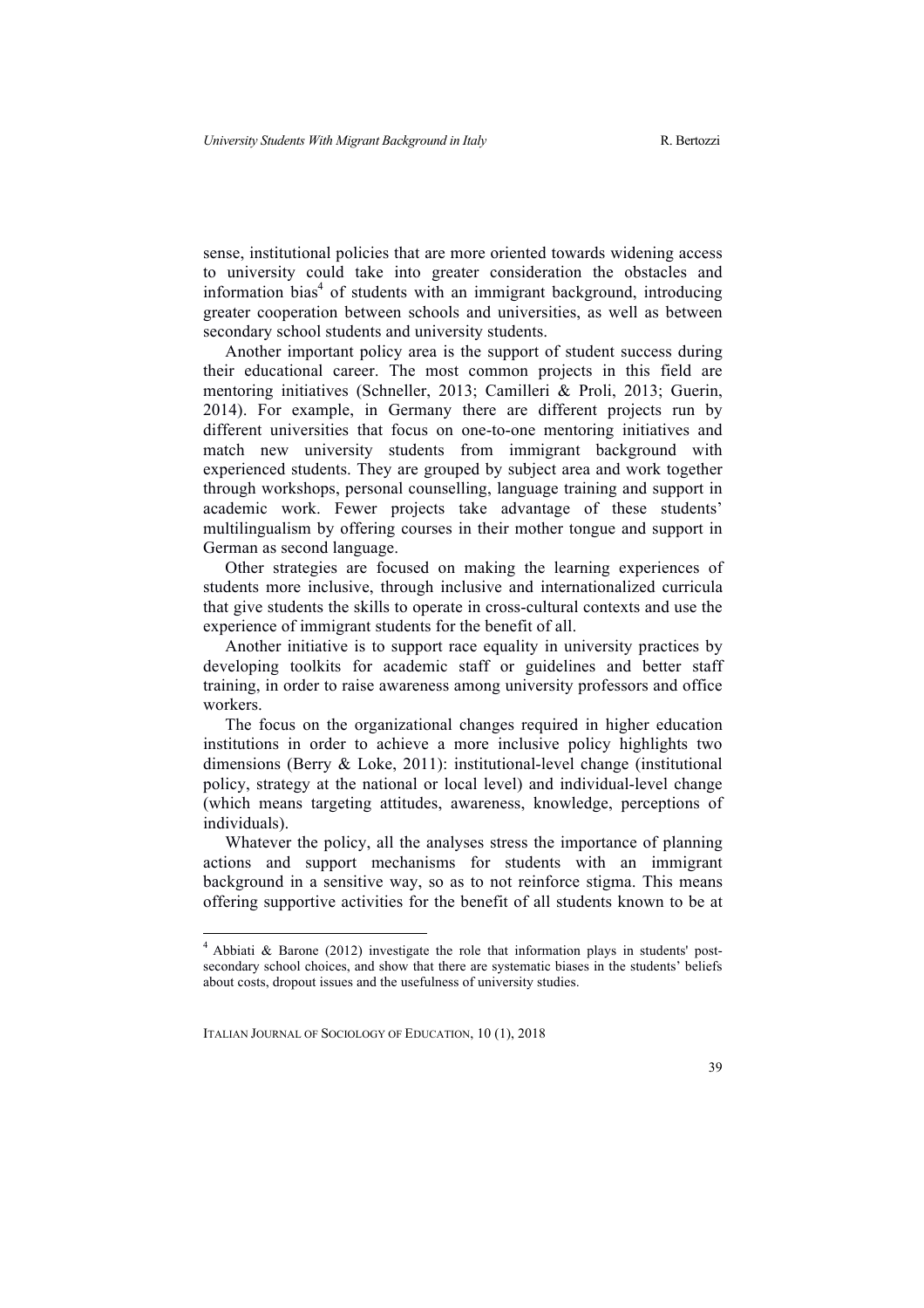sense, institutional policies that are more oriented towards widening access to university could take into greater consideration the obstacles and information bias[4] of students with an immigrant background, introducing greater cooperation between schools and universities, as well as between secondary school students and university students.

Another important policy area is the support of student success during their educational career. The most common projects in this field are mentoring initiatives (Schneller, 2013; Camilleri & Proli, 2013; Guerin, 2014). For example, in Germany there are different projects run by different universities that focus on one-to-one mentoring initiatives and match new university students from immigrant background with experienced students. They are grouped by subject area and work together through workshops, personal counselling, language training and support in academic work. Fewer projects take advantage of these students' multilingualism by offering courses in their mother tongue and support in German as second language.

Other strategies are focused on making the learning experiences of students more inclusive, through inclusive and internationalized curricula that give students the skills to operate in cross-cultural contexts and use the experience of immigrant students for the benefit of all.

Another initiative is to support race equality in university practices by developing toolkits for academic staff or guidelines and better staff training, in order to raise awareness among university professors and office workers.

The focus on the organizational changes required in higher education institutions in order to achieve a more inclusive policy highlights two dimensions (Berry & Loke, 2011): institutional-level change (institutional policy, strategy at the national or local level) and individual-level change (which means targeting attitudes, awareness, knowledge, perceptions of individuals).

Whatever the policy, all the analyses stress the importance of planning actions and support mechanisms for students with an immigrant background in a sensitive way, so as to not reinforce stigma. This means offering supportive activities for the benefit of all students known to be at

---

[4] Abbiati & Barone (2012) investigate the role that information plays in students' post-secondary school choices, and show that there are systematic biases in the students' beliefs about costs, dropout issues and the usefulness of university studies.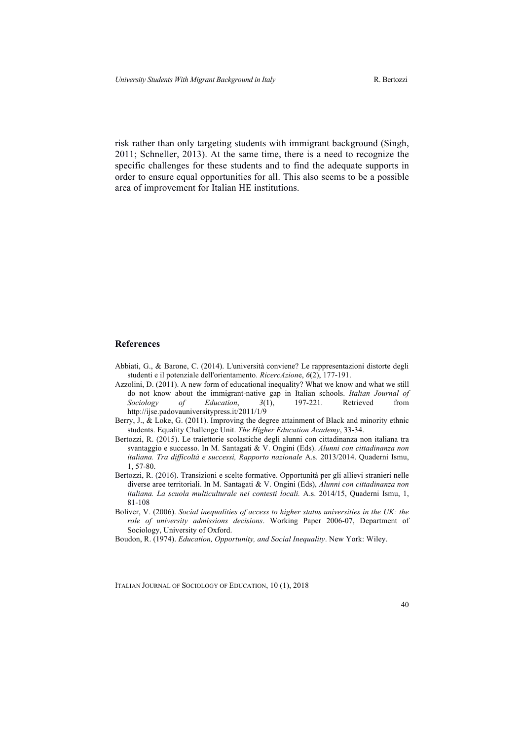risk rather than only targeting students with immigrant background (Singh, 2011; Schneller, 2013). At the same time, there is a need to recognize the specific challenges for these students and to find the adequate supports in order to ensure equal opportunities for all. This also seems to be a possible area of improvement for Italian HE institutions.

## References

Abbiati, G., & Barone, C. (2014). L'università conviene? Le rappresentazioni distorte degli studenti e il potenziale dell'orientamento. *RicercAzione*, *6*(2), 177-191.

Azzolini, D. (2011). A new form of educational inequality? What we know and what we still do not know about the immigrant-native gap in Italian schools. *Italian Journal of Sociology of Education*, *3*(1), 197-221. Retrieved from http://ijse.padovauniversitypress.it/2011/1/9

Berry, J., & Loke, G. (2011). Improving the degree attainment of Black and minority ethnic students. Equality Challenge Unit. *The Higher Education Academy*, 33-34.

Bertozzi, R. (2015). Le traiettorie scolastiche degli alunni con cittadinanza non italiana tra svantaggio e successo. In M. Santagati & V. Ongini (Eds). *Alunni con cittadinanza non italiana. Tra difficoltà e successi, Rapporto nazionale* A.s. 2013/2014. Quaderni Ismu, 1, 57-80.

Bertozzi, R. (2016). Transizioni e scelte formative. Opportunità per gli allievi stranieri nelle diverse aree territoriali. In M. Santagati & V. Ongini (Eds), *Alunni con cittadinanza non italiana. La scuola multiculturale nei contesti locali.* A.s. 2014/15, Quaderni Ismu, 1, 81-108

Boliver, V. (2006). *Social inequalities of access to higher status universities in the UK: the role of university admissions decisions*. Working Paper 2006-07, Department of Sociology, University of Oxford.

Boudon, R. (1974). *Education, Opportunity, and Social Inequality*. New York: Wiley.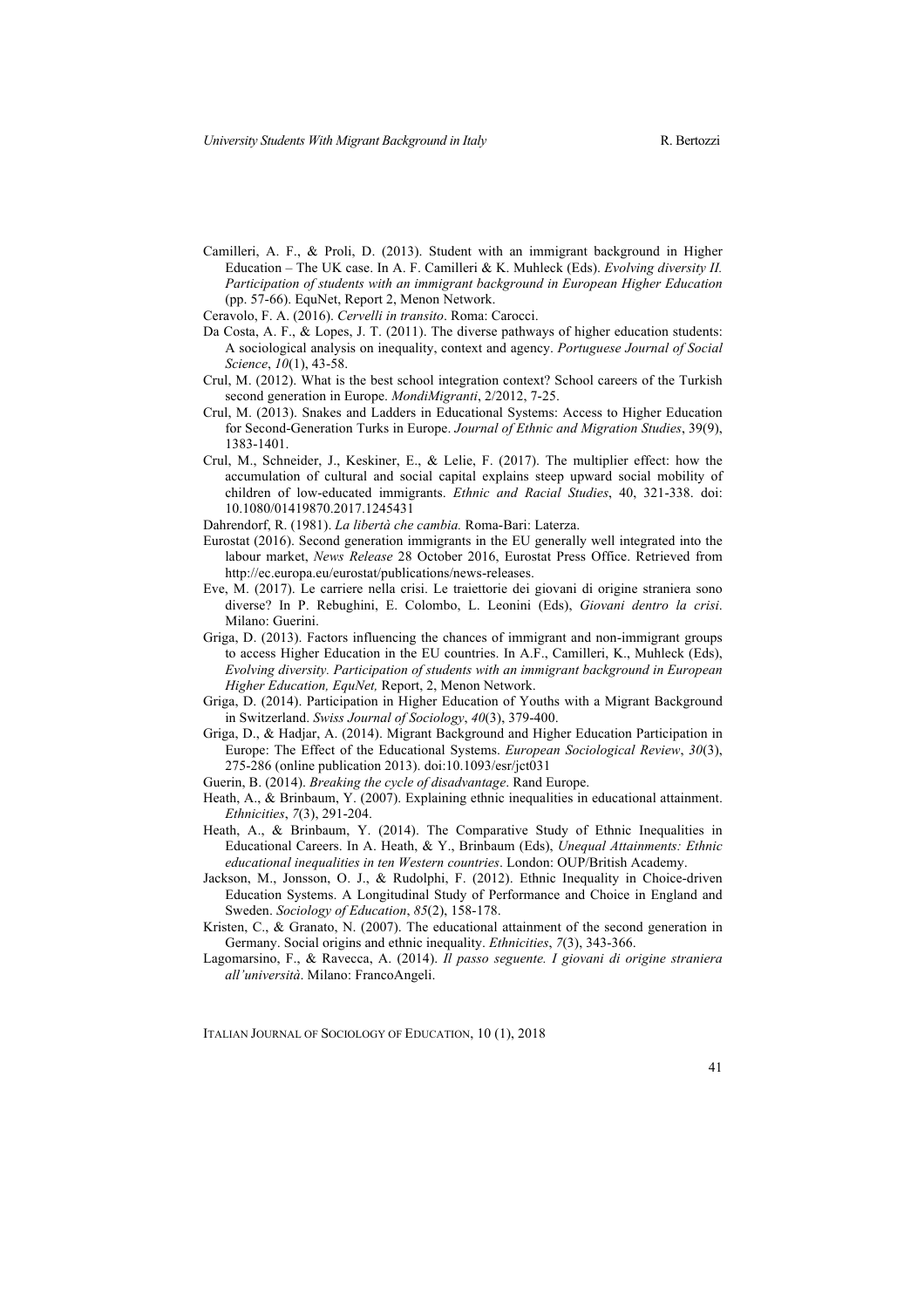Camilleri, A. F., & Proli, D. (2013). Student with an immigrant background in Higher Education – The UK case. In A. F. Camilleri & K. Muhleck (Eds). *Evolving diversity II. Participation of students with an immigrant background in European Higher Education* (pp. 57-66). EquNet, Report 2, Menon Network.

Ceravolo, F. A. (2016). *Cervelli in transito*. Roma: Carocci.

Da Costa, A. F., & Lopes, J. T. (2011). The diverse pathways of higher education students: A sociological analysis on inequality, context and agency. *Portuguese Journal of Social Science*, *10*(1), 43-58.

Crul, M. (2012). What is the best school integration context? School careers of the Turkish second generation in Europe. *MondiMigranti*, 2/2012, 7-25.

Crul, M. (2013). Snakes and Ladders in Educational Systems: Access to Higher Education for Second-Generation Turks in Europe. *Journal of Ethnic and Migration Studies*, 39(9), 1383-1401.

Crul, M., Schneider, J., Keskiner, E., & Lelie, F. (2017). The multiplier effect: how the accumulation of cultural and social capital explains steep upward social mobility of children of low-educated immigrants. *Ethnic and Racial Studies*, 40, 321-338. doi: 10.1080/01419870.2017.1245431

Dahrendorf, R. (1981). *La libertà che cambia.* Roma-Bari: Laterza.

Eurostat (2016). Second generation immigrants in the EU generally well integrated into the labour market, *News Release* 28 October 2016, Eurostat Press Office. Retrieved from http://ec.europa.eu/eurostat/publications/news-releases.

Eve, M. (2017). Le carriere nella crisi. Le traiettorie dei giovani di origine straniera sono diverse? In P. Rebughini, E. Colombo, L. Leonini (Eds), *Giovani dentro la crisi*. Milano: Guerini.

Griga, D. (2013). Factors influencing the chances of immigrant and non-immigrant groups to access Higher Education in the EU countries. In A.F., Camilleri, K., Muhleck (Eds), *Evolving diversity. Participation of students with an immigrant background in European Higher Education, EquNet,* Report, 2, Menon Network.

Griga, D. (2014). Participation in Higher Education of Youths with a Migrant Background in Switzerland. *Swiss Journal of Sociology*, *40*(3), 379-400.

Griga, D., & Hadjar, A. (2014). Migrant Background and Higher Education Participation in Europe: The Effect of the Educational Systems. *European Sociological Review*, *30*(3), 275-286 (online publication 2013). doi:10.1093/esr/jct031

Guerin, B. (2014). *Breaking the cycle of disadvantage*. Rand Europe.

Heath, A., & Brinbaum, Y. (2007). Explaining ethnic inequalities in educational attainment. *Ethnicities*, *7*(3), 291-204.

Heath, A., & Brinbaum, Y. (2014). The Comparative Study of Ethnic Inequalities in Educational Careers. In A. Heath, & Y., Brinbaum (Eds), *Unequal Attainments: Ethnic educational inequalities in ten Western countries*. London: OUP/British Academy.

Jackson, M., Jonsson, O. J., & Rudolphi, F. (2012). Ethnic Inequality in Choice-driven Education Systems. A Longitudinal Study of Performance and Choice in England and Sweden. *Sociology of Education*, *85*(2), 158-178.

Kristen, C., & Granato, N. (2007). The educational attainment of the second generation in Germany. Social origins and ethnic inequality. *Ethnicities*, *7*(3), 343-366.

Lagomarsino, F., & Ravecca, A. (2014). *Il passo seguente. I giovani di origine straniera all'università*. Milano: FrancoAngeli.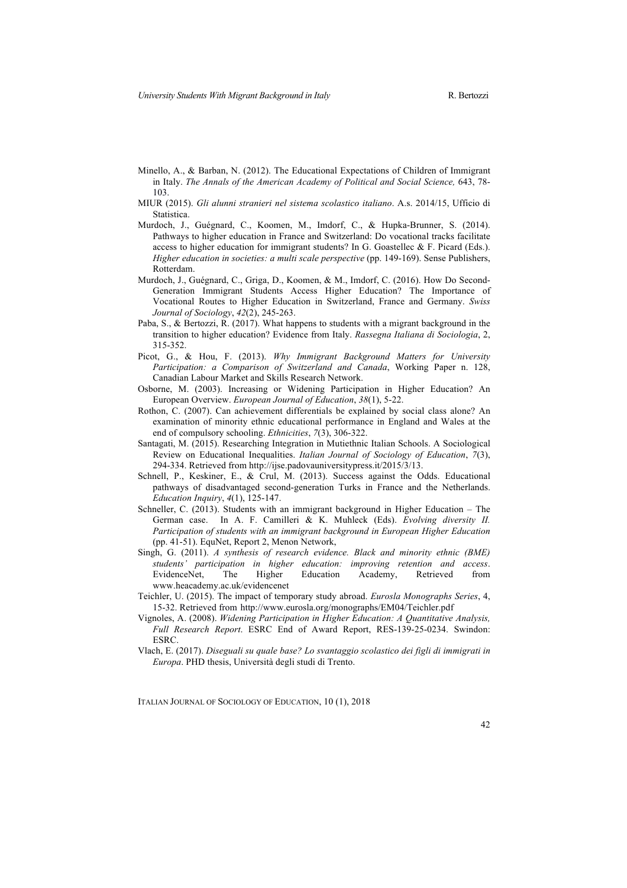Minello, A., & Barban, N. (2012). The Educational Expectations of Children of Immigrant in Italy. *The Annals of the American Academy of Political and Social Science,* 643, 78-103.

MIUR (2015). *Gli alunni stranieri nel sistema scolastico italiano*. A.s. 2014/15, Ufficio di Statistica.

Murdoch, J., Guégnard, C., Koomen, M., Imdorf, C., & Hupka-Brunner, S. (2014). Pathways to higher education in France and Switzerland: Do vocational tracks facilitate access to higher education for immigrant students? In G. Goastellec & F. Picard (Eds.). *Higher education in societies: a multi scale perspective* (pp. 149-169). Sense Publishers, Rotterdam.

Murdoch, J., Guégnard, C., Griga, D., Koomen, & M., Imdorf, C. (2016). How Do Second-Generation Immigrant Students Access Higher Education? The Importance of Vocational Routes to Higher Education in Switzerland, France and Germany. *Swiss Journal of Sociology*, *42*(2), 245-263.

Paba, S., & Bertozzi, R. (2017). What happens to students with a migrant background in the transition to higher education? Evidence from Italy. *Rassegna Italiana di Sociologia*, 2, 315-352.

Picot, G., & Hou, F. (2013). *Why Immigrant Background Matters for University Participation: a Comparison of Switzerland and Canada*, Working Paper n. 128, Canadian Labour Market and Skills Research Network.

Osborne, M. (2003). Increasing or Widening Participation in Higher Education? An European Overview. *European Journal of Education*, *38*(1), 5-22.

Rothon, C. (2007). Can achievement differentials be explained by social class alone? An examination of minority ethnic educational performance in England and Wales at the end of compulsory schooling. *Ethnicities*, *7*(3), 306-322.

Santagati, M. (2015). Researching Integration in Mutiethnic Italian Schools. A Sociological Review on Educational Inequalities. *Italian Journal of Sociology of Education*, *7*(3), 294-334. Retrieved from http://ijse.padovauniversitypress.it/2015/3/13.

Schnell, P., Keskiner, E., & Crul, M. (2013). Success against the Odds. Educational pathways of disadvantaged second-generation Turks in France and the Netherlands. *Education Inquiry*, *4*(1), 125-147.

Schneller, C. (2013). Students with an immigrant background in Higher Education – The German case. In A. F. Camilleri & K. Muhleck (Eds). *Evolving diversity II. Participation of students with an immigrant background in European Higher Education* (pp. 41-51). EquNet, Report 2, Menon Network,

Singh, G. (2011). *A synthesis of research evidence. Black and minority ethnic (BME) students' participation in higher education: improving retention and access*. EvidenceNet, The Higher Education Academy, Retrieved from www.heacademy.ac.uk/evidencenet

Teichler, U. (2015). The impact of temporary study abroad. *Eurosla Monographs Series*, 4, 15-32. Retrieved from http://www.eurosla.org/monographs/EM04/Teichler.pdf

Vignoles, A. (2008). *Widening Participation in Higher Education: A Quantitative Analysis, Full Research Report*. ESRC End of Award Report, RES-139-25-0234. Swindon: ESRC.

Vlach, E. (2017). *Diseguali su quale base? Lo svantaggio scolastico dei figli di immigrati in Europa*. PHD thesis, Università degli studi di Trento.